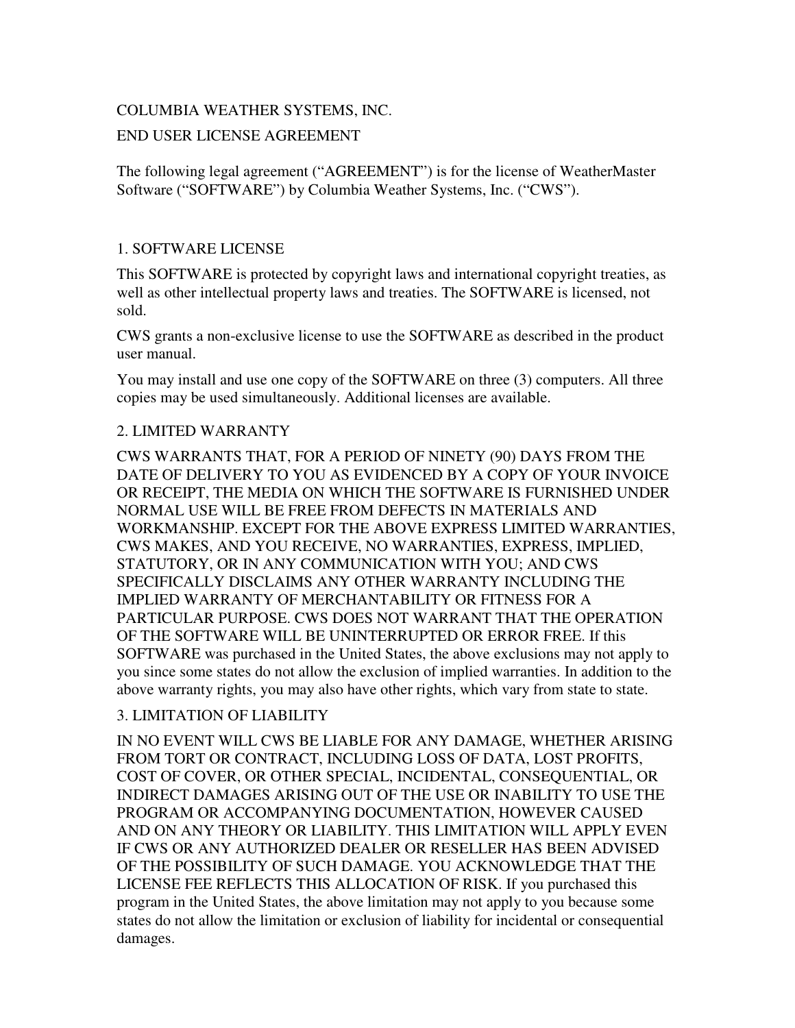COLUMBIA WEATHER SYSTEMS, INC.

END USER LICENSE AGREEMENT

The following legal agreement (“AGREEMENT”) is for the license of WeatherMaster Software (“SOFTWARE”) by Columbia Weather Systems, Inc. (“CWS”).

## 1. SOFTWARE LICENSE

This SOFTWARE is protected by copyright laws and international copyright treaties, as well as other intellectual property laws and treaties. The SOFTWARE is licensed, not sold.

CWS grants a non-exclusive license to use the SOFTWARE as described in the product user manual.

You may install and use one copy of the SOFTWARE on three (3) computers. All three copies may be used simultaneously. Additional licenses are available.

## 2. LIMITED WARRANTY

CWS WARRANTS THAT, FOR A PERIOD OF NINETY (90) DAYS FROM THE DATE OF DELIVERY TO YOU AS EVIDENCED BY A COPY OF YOUR INVOICE OR RECEIPT, THE MEDIA ON WHICH THE SOFTWARE IS FURNISHED UNDER NORMAL USE WILL BE FREE FROM DEFECTS IN MATERIALS AND WORKMANSHIP. EXCEPT FOR THE ABOVE EXPRESS LIMITED WARRANTIES, CWS MAKES, AND YOU RECEIVE, NO WARRANTIES, EXPRESS, IMPLIED, STATUTORY, OR IN ANY COMMUNICATION WITH YOU; AND CWS SPECIFICALLY DISCLAIMS ANY OTHER WARRANTY INCLUDING THE IMPLIED WARRANTY OF MERCHANTABILITY OR FITNESS FOR A PARTICULAR PURPOSE. CWS DOES NOT WARRANT THAT THE OPERATION OF THE SOFTWARE WILL BE UNINTERRUPTED OR ERROR FREE. If this SOFTWARE was purchased in the United States, the above exclusions may not apply to you since some states do not allow the exclusion of implied warranties. In addition to the above warranty rights, you may also have other rights, which vary from state to state.

## 3. LIMITATION OF LIABILITY

IN NO EVENT WILL CWS BE LIABLE FOR ANY DAMAGE, WHETHER ARISING FROM TORT OR CONTRACT, INCLUDING LOSS OF DATA, LOST PROFITS, COST OF COVER, OR OTHER SPECIAL, INCIDENTAL, CONSEQUENTIAL, OR INDIRECT DAMAGES ARISING OUT OF THE USE OR INABILITY TO USE THE PROGRAM OR ACCOMPANYING DOCUMENTATION, HOWEVER CAUSED AND ON ANY THEORY OR LIABILITY. THIS LIMITATION WILL APPLY EVEN IF CWS OR ANY AUTHORIZED DEALER OR RESELLER HAS BEEN ADVISED OF THE POSSIBILITY OF SUCH DAMAGE. YOU ACKNOWLEDGE THAT THE LICENSE FEE REFLECTS THIS ALLOCATION OF RISK. If you purchased this program in the United States, the above limitation may not apply to you because some states do not allow the limitation or exclusion of liability for incidental or consequential damages.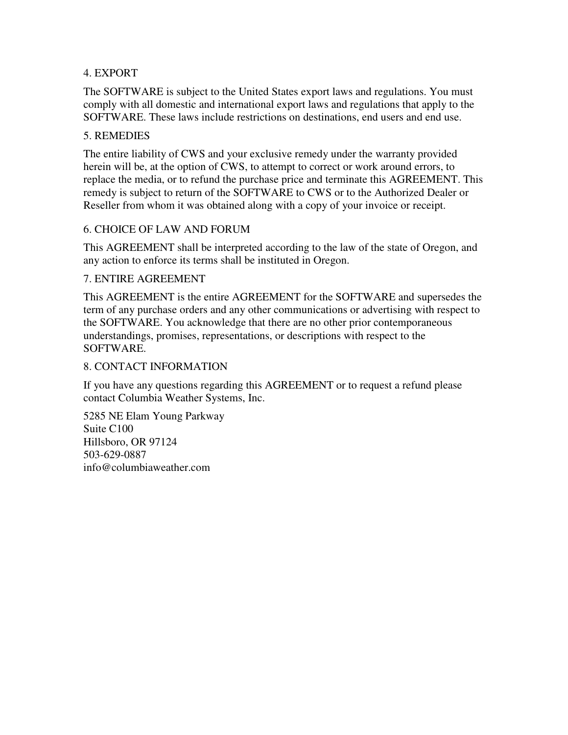## 4. EXPORT

The SOFTWARE is subject to the United States export laws and regulations. You must comply with all domestic and international export laws and regulations that apply to the SOFTWARE. These laws include restrictions on destinations, end users and end use.

## 5. REMEDIES

The entire liability of CWS and your exclusive remedy under the warranty provided herein will be, at the option of CWS, to attempt to correct or work around errors, to replace the media, or to refund the purchase price and terminate this AGREEMENT. This remedy is subject to return of the SOFTWARE to CWS or to the Authorized Dealer or Reseller from whom it was obtained along with a copy of your invoice or receipt.

## 6. CHOICE OF LAW AND FORUM

This AGREEMENT shall be interpreted according to the law of the state of Oregon, and any action to enforce its terms shall be instituted in Oregon.

## 7. ENTIRE AGREEMENT

This AGREEMENT is the entire AGREEMENT for the SOFTWARE and supersedes the term of any purchase orders and any other communications or advertising with respect to the SOFTWARE. You acknowledge that there are no other prior contemporaneous understandings, promises, representations, or descriptions with respect to the SOFTWARE.

## 8. CONTACT INFORMATION

If you have any questions regarding this AGREEMENT or to request a refund please contact Columbia Weather Systems, Inc.

5285 NE Elam Young Parkway
Suite C100
Hillsboro, OR 97124
503-629-0887
info@columbiaweather.com